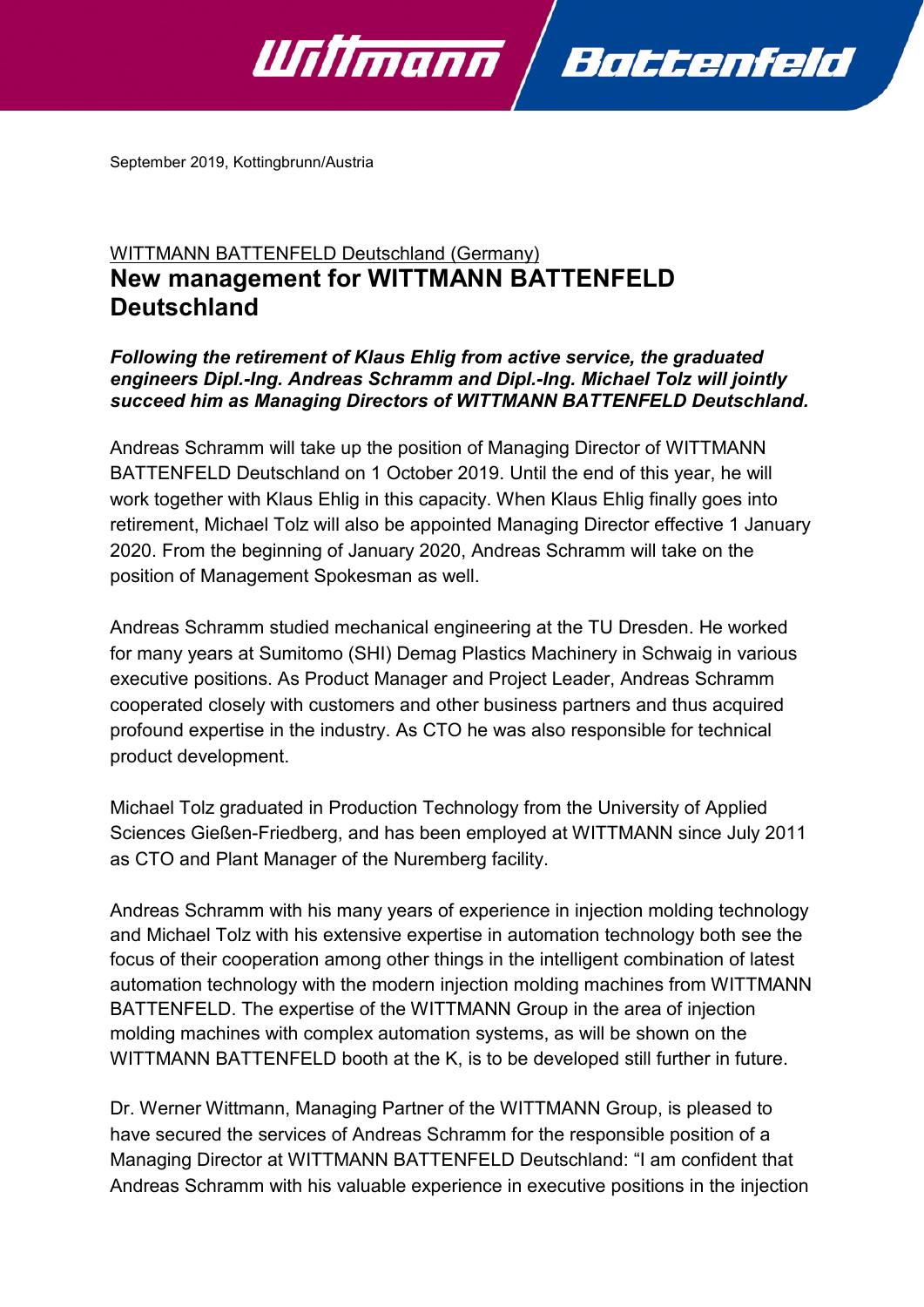September 2019, Kottingbrunn/Austria

WITTMANN BATTENFELD Deutschland (Germany)

# New management for WITTMANN BATTENFELD Deutschland

***Following the retirement of Klaus Ehlig from active service, the graduated engineers Dipl.-Ing. Andreas Schramm and Dipl.-Ing. Michael Tolz will jointly succeed him as Managing Directors of WITTMANN BATTENFELD Deutschland.***

Andreas Schramm will take up the position of Managing Director of WITTMANN BATTENFELD Deutschland on 1 October 2019. Until the end of this year, he will work together with Klaus Ehlig in this capacity. When Klaus Ehlig finally goes into retirement, Michael Tolz will also be appointed Managing Director effective 1 January 2020. From the beginning of January 2020, Andreas Schramm will take on the position of Management Spokesman as well.

Andreas Schramm studied mechanical engineering at the TU Dresden. He worked for many years at Sumitomo (SHI) Demag Plastics Machinery in Schwaig in various executive positions. As Product Manager and Project Leader, Andreas Schramm cooperated closely with customers and other business partners and thus acquired profound expertise in the industry. As CTO he was also responsible for technical product development.

Michael Tolz graduated in Production Technology from the University of Applied Sciences Gießen-Friedberg, and has been employed at WITTMANN since July 2011 as CTO and Plant Manager of the Nuremberg facility.

Andreas Schramm with his many years of experience in injection molding technology and Michael Tolz with his extensive expertise in automation technology both see the focus of their cooperation among other things in the intelligent combination of latest automation technology with the modern injection molding machines from WITTMANN BATTENFELD. The expertise of the WITTMANN Group in the area of injection molding machines with complex automation systems, as will be shown on the WITTMANN BATTENFELD booth at the K, is to be developed still further in future.

Dr. Werner Wittmann, Managing Partner of the WITTMANN Group, is pleased to have secured the services of Andreas Schramm for the responsible position of a Managing Director at WITTMANN BATTENFELD Deutschland: "I am confident that Andreas Schramm with his valuable experience in executive positions in the injection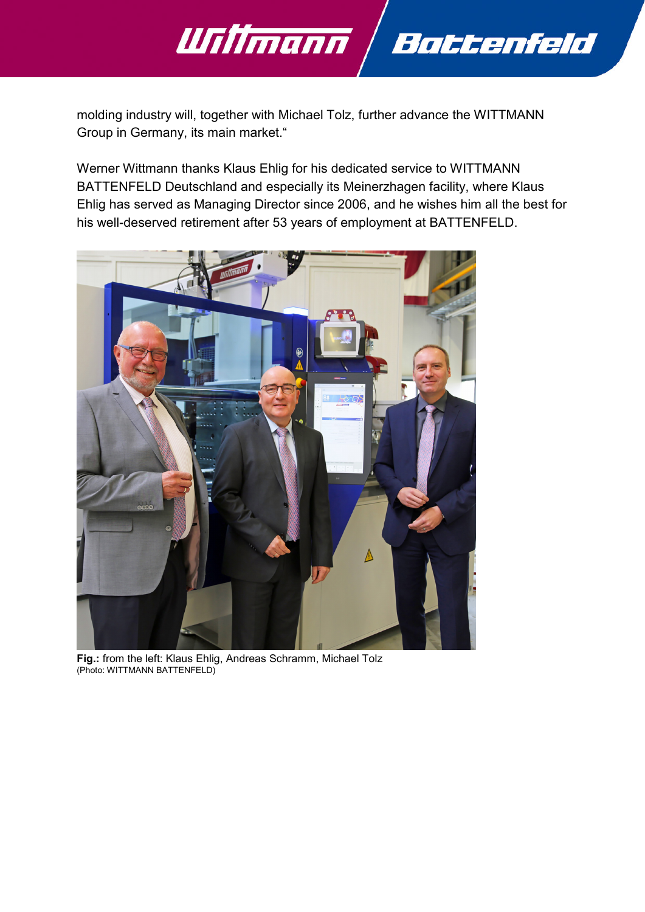molding industry will, together with Michael Tolz, further advance the WITTMANN Group in Germany, its main market."

Werner Wittmann thanks Klaus Ehlig for his dedicated service to WITTMANN BATTENFELD Deutschland and especially its Meinerzhagen facility, where Klaus Ehlig has served as Managing Director since 2006, and he wishes him all the best for his well-deserved retirement after 53 years of employment at BATTENFELD.

**Fig.:** from the left: Klaus Ehlig, Andreas Schramm, Michael Tolz
(Photo: WITTMANN BATTENFELD)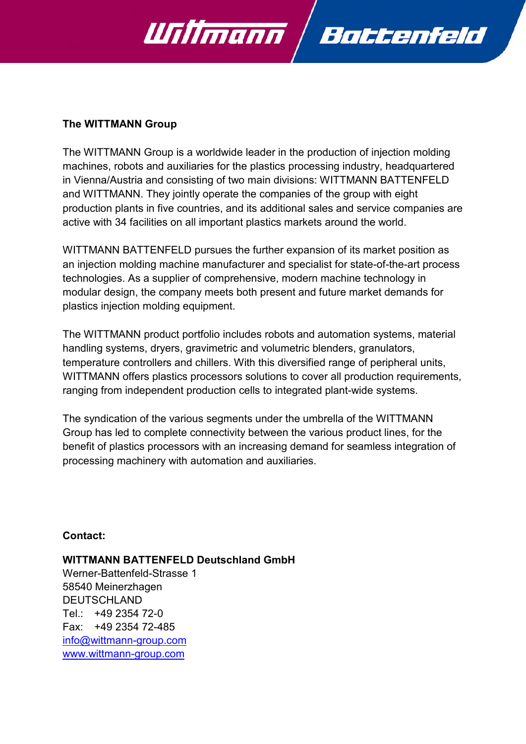**The WITTMANN Group**

The WITTMANN Group is a worldwide leader in the production of injection molding machines, robots and auxiliaries for the plastics processing industry, headquartered in Vienna/Austria and consisting of two main divisions: WITTMANN BATTENFELD and WITTMANN. They jointly operate the companies of the group with eight production plants in five countries, and its additional sales and service companies are active with 34 facilities on all important plastics markets around the world.

WITTMANN BATTENFELD pursues the further expansion of its market position as an injection molding machine manufacturer and specialist for state-of-the-art process technologies. As a supplier of comprehensive, modern machine technology in modular design, the company meets both present and future market demands for plastics injection molding equipment.

The WITTMANN product portfolio includes robots and automation systems, material handling systems, dryers, gravimetric and volumetric blenders, granulators, temperature controllers and chillers. With this diversified range of peripheral units, WITTMANN offers plastics processors solutions to cover all production requirements, ranging from independent production cells to integrated plant-wide systems.

The syndication of the various segments under the umbrella of the WITTMANN Group has led to complete connectivity between the various product lines, for the benefit of plastics processors with an increasing demand for seamless integration of processing machinery with automation and auxiliaries.

**Contact:**

**WITTMANN BATTENFELD Deutschland GmbH**
Werner-Battenfeld-Strasse 1
58540 Meinerzhagen
DEUTSCHLAND
Tel.: +49 2354 72-0
Fax: +49 2354 72-485
info@wittmann-group.com
www.wittmann-group.com